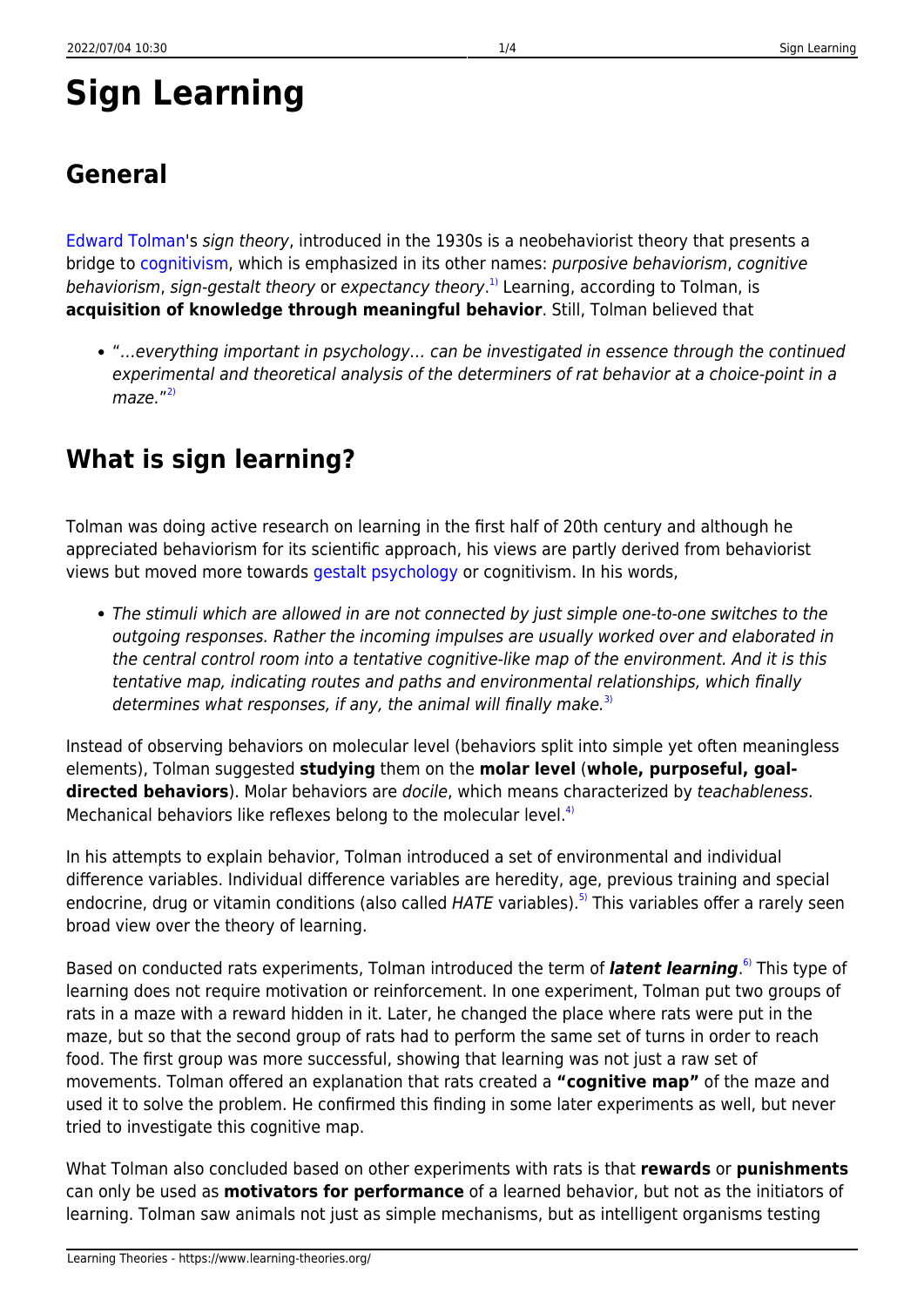# Sign Learning

## General

Edward Tolman's *sign theory*, introduced in the 1930s is a neobehaviorist theory that presents a bridge to cognitivism, which is emphasized in its other names: *purposive behaviorism*, *cognitive behaviorism*, *sign-gestalt theory* or *expectancy theory*.[1] Learning, according to Tolman, is **acquisition of knowledge through meaningful behavior**. Still, Tolman believed that

- "*…everything important in psychology… can be investigated in essence through the continued experimental and theoretical analysis of the determiners of rat behavior at a choice-point in a maze.*"[2]

## What is sign learning?

Tolman was doing active research on learning in the first half of 20th century and although he appreciated behaviorism for its scientific approach, his views are partly derived from behaviorist views but moved more towards gestalt psychology or cognitivism. In his words,

- *The stimuli which are allowed in are not connected by just simple one-to-one switches to the outgoing responses. Rather the incoming impulses are usually worked over and elaborated in the central control room into a tentative cognitive-like map of the environment. And it is this tentative map, indicating routes and paths and environmental relationships, which finally determines what responses, if any, the animal will finally make.*[3]

Instead of observing behaviors on molecular level (behaviors split into simple yet often meaningless elements), Tolman suggested **studying** them on the **molar level** (**whole, purposeful, goal-directed behaviors**). Molar behaviors are *docile*, which means characterized by *teachableness*. Mechanical behaviors like reflexes belong to the molecular level.[4]

In his attempts to explain behavior, Tolman introduced a set of environmental and individual difference variables. Individual difference variables are heredity, age, previous training and special endocrine, drug or vitamin conditions (also called *HATE* variables).[5] This variables offer a rarely seen broad view over the theory of learning.

Based on conducted rats experiments, Tolman introduced the term of ***latent learning***.[6] This type of learning does not require motivation or reinforcement. In one experiment, Tolman put two groups of rats in a maze with a reward hidden in it. Later, he changed the place where rats were put in the maze, but so that the second group of rats had to perform the same set of turns in order to reach food. The first group was more successful, showing that learning was not just a raw set of movements. Tolman offered an explanation that rats created a **"cognitive map"** of the maze and used it to solve the problem. He confirmed this finding in some later experiments as well, but never tried to investigate this cognitive map.

What Tolman also concluded based on other experiments with rats is that **rewards** or **punishments** can only be used as **motivators for performance** of a learned behavior, but not as the initiators of learning. Tolman saw animals not just as simple mechanisms, but as intelligent organisms testing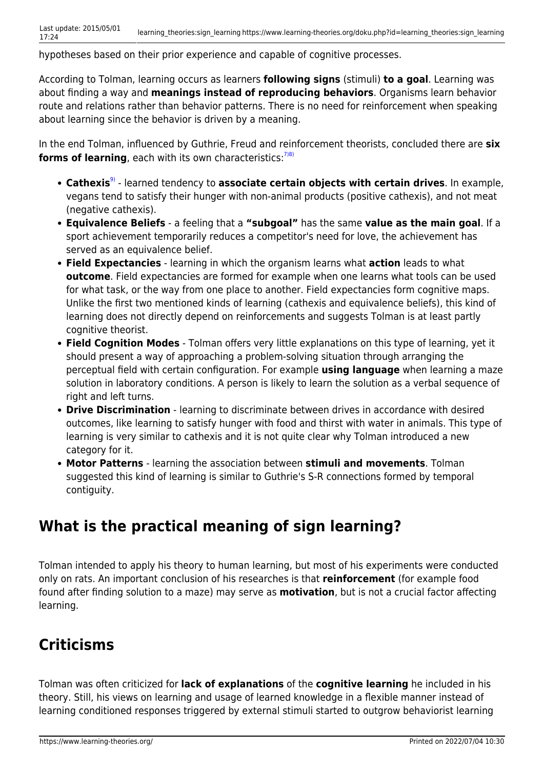hypotheses based on their prior experience and capable of cognitive processes.

According to Tolman, learning occurs as learners **following signs** (stimuli) **to a goal**. Learning was about finding a way and **meanings instead of reproducing behaviors**. Organisms learn behavior route and relations rather than behavior patterns. There is no need for reinforcement when speaking about learning since the behavior is driven by a meaning.

In the end Tolman, influenced by Guthrie, Freud and reinforcement theorists, concluded there are **six forms of learning**, each with its own characteristics:[7)8)]

- **Cathexis**[9)] - learned tendency to **associate certain objects with certain drives**. In example, vegans tend to satisfy their hunger with non-animal products (positive cathexis), and not meat (negative cathexis).
- **Equivalence Beliefs** - a feeling that a **"subgoal"** has the same **value as the main goal**. If a sport achievement temporarily reduces a competitor's need for love, the achievement has served as an equivalence belief.
- **Field Expectancies** - learning in which the organism learns what **action** leads to what **outcome**. Field expectancies are formed for example when one learns what tools can be used for what task, or the way from one place to another. Field expectancies form cognitive maps. Unlike the first two mentioned kinds of learning (cathexis and equivalence beliefs), this kind of learning does not directly depend on reinforcements and suggests Tolman is at least partly cognitive theorist.
- **Field Cognition Modes** - Tolman offers very little explanations on this type of learning, yet it should present a way of approaching a problem-solving situation through arranging the perceptual field with certain configuration. For example **using language** when learning a maze solution in laboratory conditions. A person is likely to learn the solution as a verbal sequence of right and left turns.
- **Drive Discrimination** - learning to discriminate between drives in accordance with desired outcomes, like learning to satisfy hunger with food and thirst with water in animals. This type of learning is very similar to cathexis and it is not quite clear why Tolman introduced a new category for it.
- **Motor Patterns** - learning the association between **stimuli and movements**. Tolman suggested this kind of learning is similar to Guthrie's S-R connections formed by temporal contiguity.

## What is the practical meaning of sign learning?

Tolman intended to apply his theory to human learning, but most of his experiments were conducted only on rats. An important conclusion of his researches is that **reinforcement** (for example food found after finding solution to a maze) may serve as **motivation**, but is not a crucial factor affecting learning.

## Criticisms

Tolman was often criticized for **lack of explanations** of the **cognitive learning** he included in his theory. Still, his views on learning and usage of learned knowledge in a flexible manner instead of learning conditioned responses triggered by external stimuli started to outgrow behaviorist learning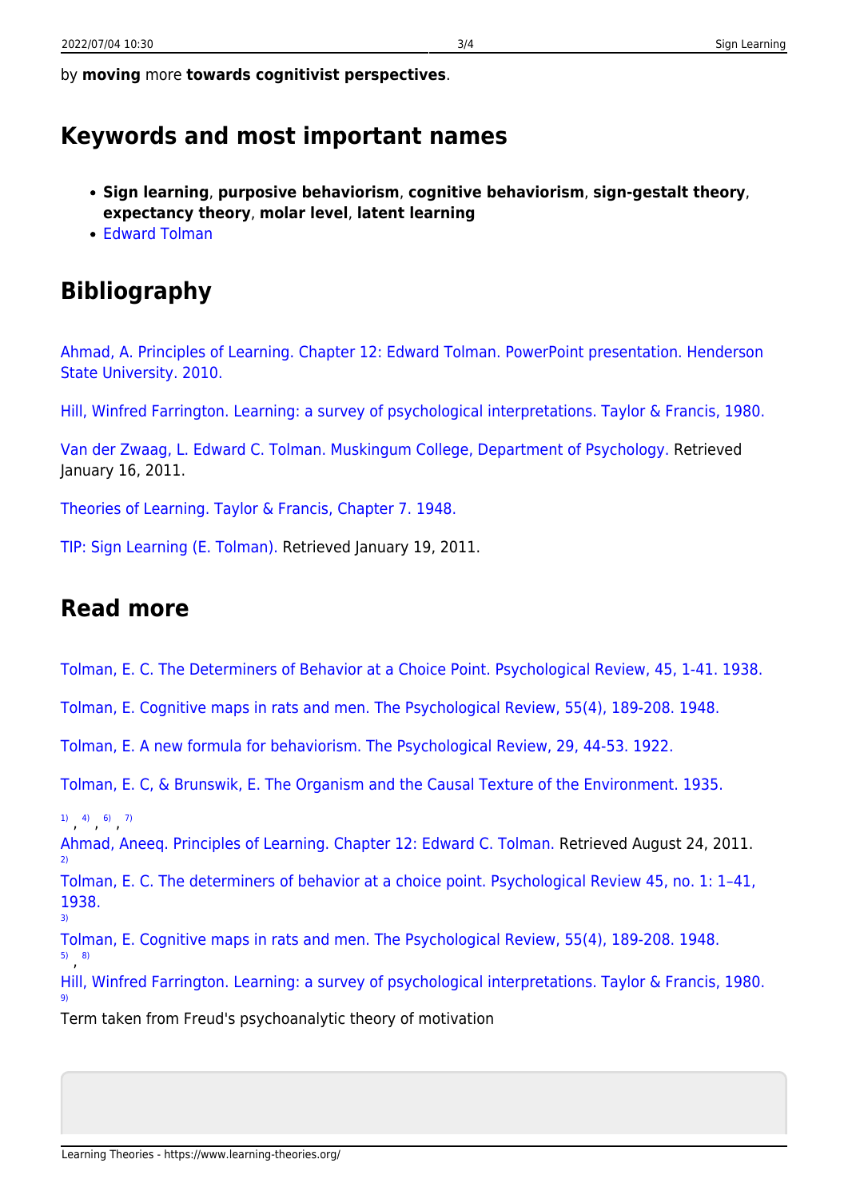by **moving** more **towards cognitivist perspectives**.

## Keywords and most important names

- **Sign learning**, **purposive behaviorism**, **cognitive behaviorism**, **sign-gestalt theory**, **expectancy theory**, **molar level**, **latent learning**
- Edward Tolman

## Bibliography

Ahmad, A. Principles of Learning. Chapter 12: Edward Tolman. PowerPoint presentation. Henderson State University. 2010.

Hill, Winfred Farrington. Learning: a survey of psychological interpretations. Taylor & Francis, 1980.

Van der Zwaag, L. Edward C. Tolman. Muskingum College, Department of Psychology. Retrieved January 16, 2011.

Theories of Learning. Taylor & Francis, Chapter 7. 1948.

TIP: Sign Learning (E. Tolman). Retrieved January 19, 2011.

## Read more

Tolman, E. C. The Determiners of Behavior at a Choice Point. Psychological Review, 45, 1-41. 1938.

Tolman, E. Cognitive maps in rats and men. The Psychological Review, 55(4), 189-208. 1948.

Tolman, E. A new formula for behaviorism. The Psychological Review, 29, 44-53. 1922.

Tolman, E. C, & Brunswik, E. The Organism and the Causal Texture of the Environment. 1935.

[1], [4], [6], [7] Ahmad, Aneeq. Principles of Learning. Chapter 12: Edward C. Tolman. Retrieved August 24, 2011.

[2] Tolman, E. C. The determiners of behavior at a choice point. Psychological Review 45, no. 1: 1–41, 1938.

[3] Tolman, E. Cognitive maps in rats and men. The Psychological Review, 55(4), 189-208. 1948.

[5], [8] Hill, Winfred Farrington. Learning: a survey of psychological interpretations. Taylor & Francis, 1980.

[9] Term taken from Freud's psychoanalytic theory of motivation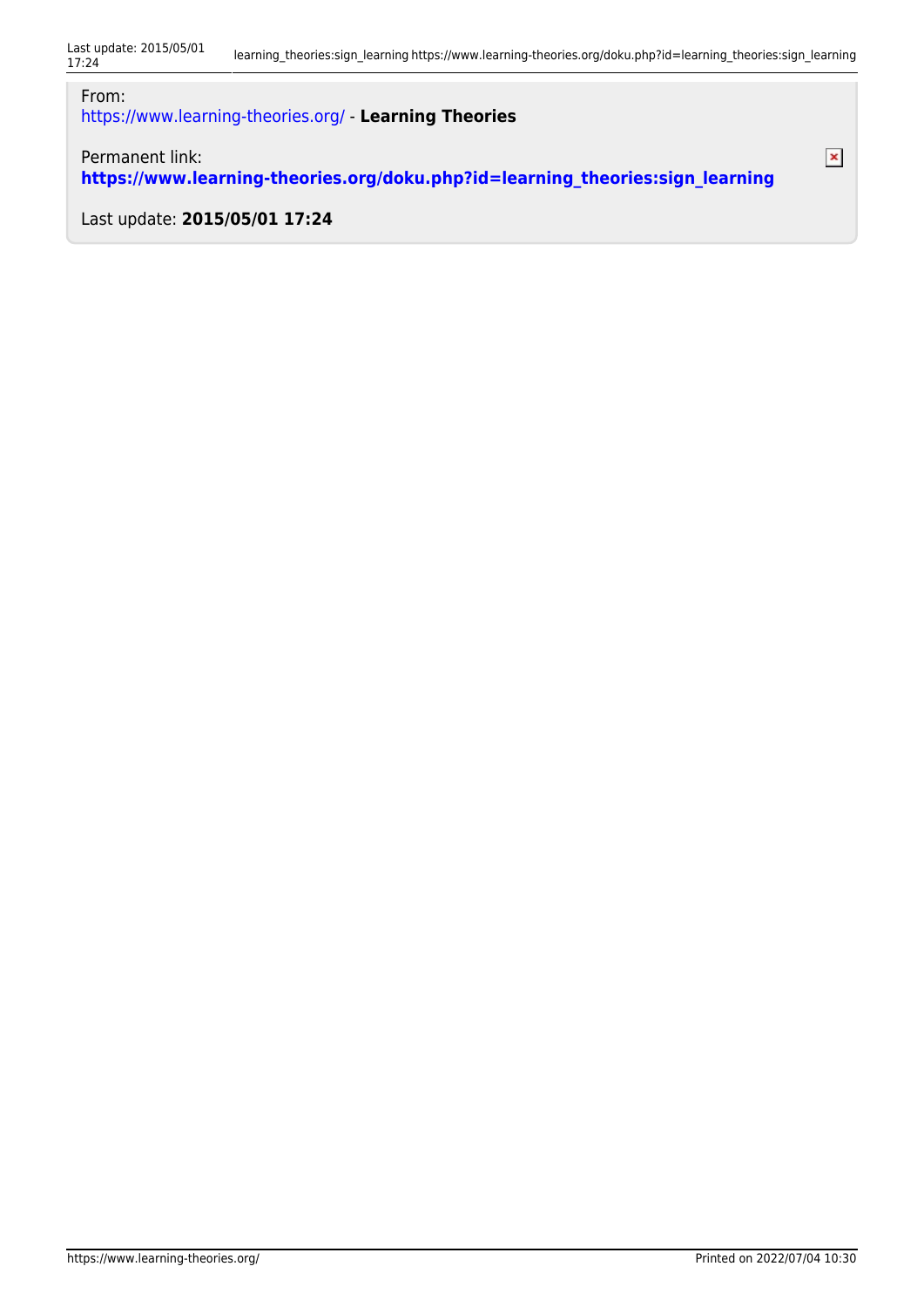From:
https://www.learning-theories.org/ - **Learning Theories**

Permanent link:
**https://www.learning-theories.org/doku.php?id=learning_theories:sign_learning**

Last update: **2015/05/01 17:24**